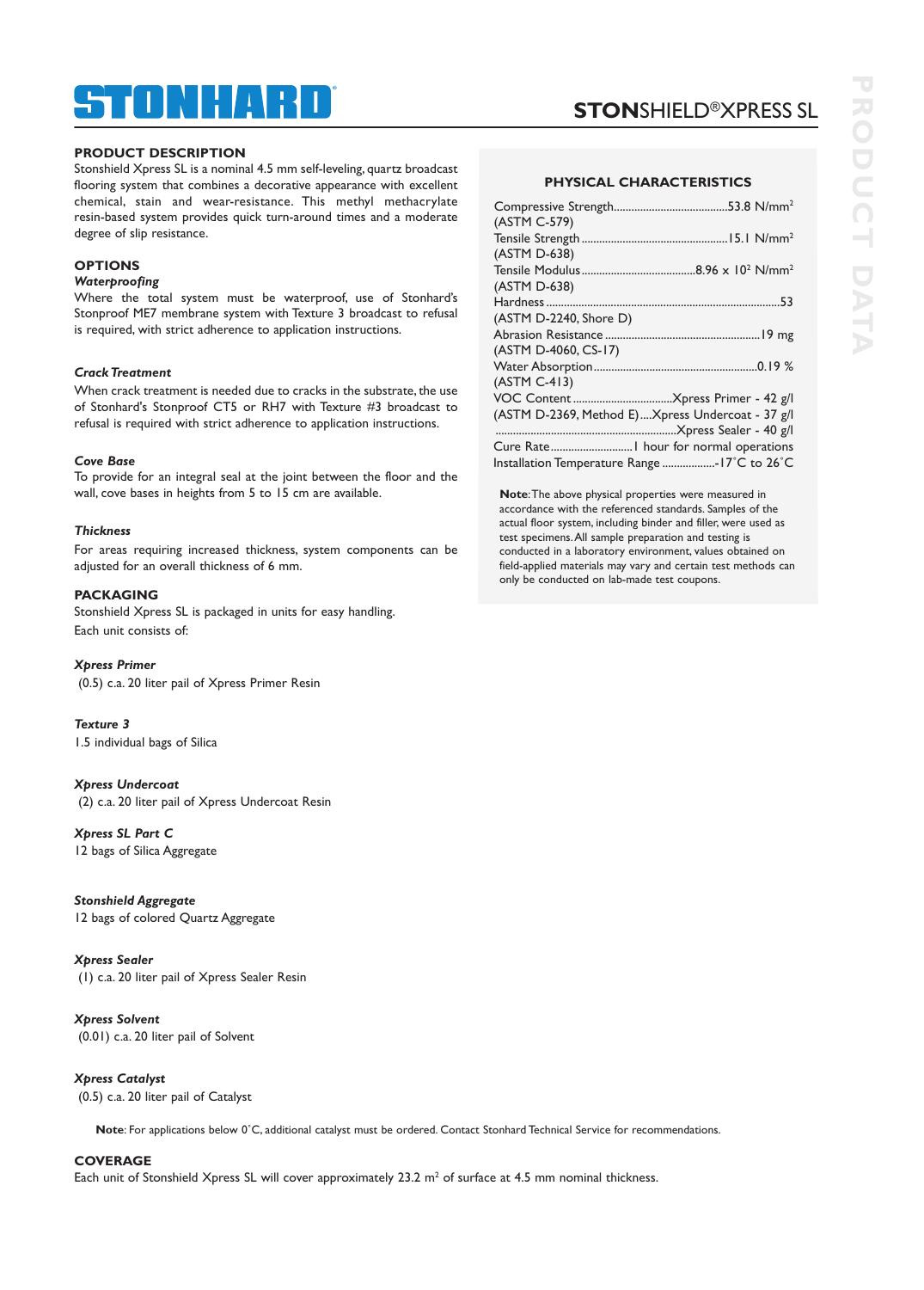# STONHARD

## STONSHIELD®XPRESS SL

### PRODUCT DESCRIPTION

Stonshield Xpress SL is a nominal 4.5 mm self-leveling, quartz broadcast flooring system that combines a decorative appearance with excellent chemical, stain and wear-resistance. This methyl methacrylate resin-based system provides quick turn-around times and a moderate degree of slip resistance.

### OPTIONS

***Waterproofing***

Where the total system must be waterproof, use of Stonhard's Stonproof ME7 membrane system with Texture 3 broadcast to refusal is required, with strict adherence to application instructions.

***Crack Treatment***

When crack treatment is needed due to cracks in the substrate, the use of Stonhard's Stonproof CT5 or RH7 with Texture #3 broadcast to refusal is required with strict adherence to application instructions.

***Cove Base***

To provide for an integral seal at the joint between the floor and the wall, cove bases in heights from 5 to 15 cm are available.

***Thickness***

For areas requiring increased thickness, system components can be adjusted for an overall thickness of 6 mm.

### PACKAGING

Stonshield Xpress SL is packaged in units for easy handling.

Each unit consists of:

***Xpress Primer***

(0.5) c.a. 20 liter pail of Xpress Primer Resin

***Texture 3***

1.5 individual bags of Silica

***Xpress Undercoat***

(2) c.a. 20 liter pail of Xpress Undercoat Resin

***Xpress SL Part C***

12 bags of Silica Aggregate

***Stonshield Aggregate***

12 bags of colored Quartz Aggregate

***Xpress Sealer***

(1) c.a. 20 liter pail of Xpress Sealer Resin

***Xpress Solvent***

(0.01) c.a. 20 liter pail of Solvent

***Xpress Catalyst***

(0.5) c.a. 20 liter pail of Catalyst

**Note**: For applications below 0°C, additional catalyst must be ordered. Contact Stonhard Technical Service for recommendations.

### COVERAGE

Each unit of Stonshield Xpress SL will cover approximately 23.2 m² of surface at 4.5 mm nominal thickness.

### PHYSICAL CHARACTERISTICS

| | |
|---|---|
| Compressive Strength (ASTM C-579) | 53.8 N/mm² |
| Tensile Strength (ASTM D-638) | 15.1 N/mm² |
| Tensile Modulus (ASTM D-638) | 8.96 x 10² N/mm² |
| Hardness (ASTM D-2240, Shore D) | 53 |
| Abrasion Resistance (ASTM D-4060, CS-17) | 19 mg |
| Water Absorption (ASTM C-413) | 0.19 % |
| VOC Content (ASTM D-2369, Method E) | Xpress Primer - 42 g/l<br>Xpress Undercoat - 37 g/l<br>Xpress Sealer - 40 g/l |
| Cure Rate | 1 hour for normal operations |
| Installation Temperature Range | -17°C to 26°C |

**Note**: The above physical properties were measured in accordance with the referenced standards. Samples of the actual floor system, including binder and filler, were used as test specimens. All sample preparation and testing is conducted in a laboratory environment, values obtained on field-applied materials may vary and certain test methods can only be conducted on lab-made test coupons.

PRODUCT DATA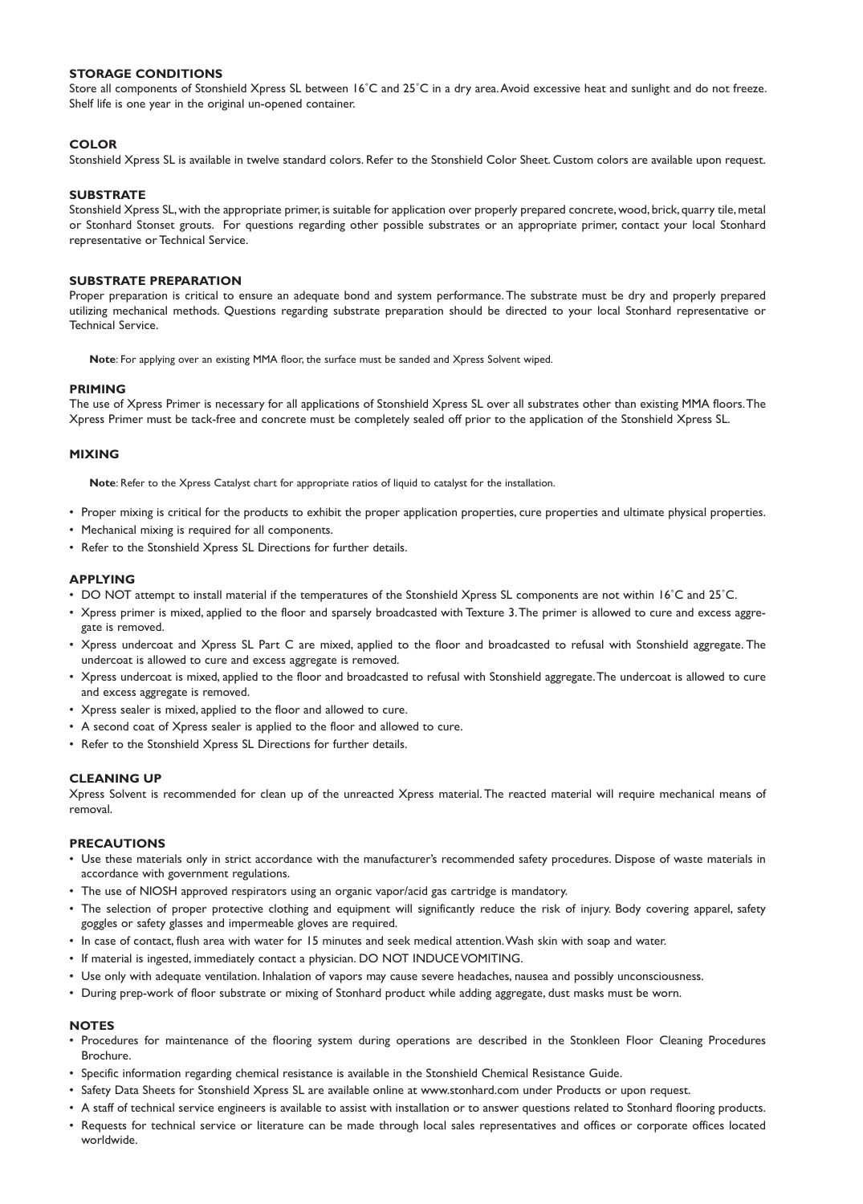## STORAGE CONDITIONS

Store all components of Stonshield Xpress SL between 16˚C and 25˚C in a dry area. Avoid excessive heat and sunlight and do not freeze. Shelf life is one year in the original un-opened container.

## COLOR

Stonshield Xpress SL is available in twelve standard colors. Refer to the Stonshield Color Sheet. Custom colors are available upon request.

## SUBSTRATE

Stonshield Xpress SL, with the appropriate primer, is suitable for application over properly prepared concrete, wood, brick, quarry tile, metal or Stonhard Stonset grouts. For questions regarding other possible substrates or an appropriate primer, contact your local Stonhard representative or Technical Service.

## SUBSTRATE PREPARATION

Proper preparation is critical to ensure an adequate bond and system performance. The substrate must be dry and properly prepared utilizing mechanical methods. Questions regarding substrate preparation should be directed to your local Stonhard representative or Technical Service.

**Note**: For applying over an existing MMA floor, the surface must be sanded and Xpress Solvent wiped.

## PRIMING

The use of Xpress Primer is necessary for all applications of Stonshield Xpress SL over all substrates other than existing MMA floors. The Xpress Primer must be tack-free and concrete must be completely sealed off prior to the application of the Stonshield Xpress SL.

## MIXING

**Note**: Refer to the Xpress Catalyst chart for appropriate ratios of liquid to catalyst for the installation.

- Proper mixing is critical for the products to exhibit the proper application properties, cure properties and ultimate physical properties.
- Mechanical mixing is required for all components.
- Refer to the Stonshield Xpress SL Directions for further details.

## APPLYING

- DO NOT attempt to install material if the temperatures of the Stonshield Xpress SL components are not within 16˚C and 25˚C.
- Xpress primer is mixed, applied to the floor and sparsely broadcasted with Texture 3. The primer is allowed to cure and excess aggregate is removed.
- Xpress undercoat and Xpress SL Part C are mixed, applied to the floor and broadcasted to refusal with Stonshield aggregate. The undercoat is allowed to cure and excess aggregate is removed.
- Xpress undercoat is mixed, applied to the floor and broadcasted to refusal with Stonshield aggregate. The undercoat is allowed to cure and excess aggregate is removed.
- Xpress sealer is mixed, applied to the floor and allowed to cure.
- A second coat of Xpress sealer is applied to the floor and allowed to cure.
- Refer to the Stonshield Xpress SL Directions for further details.

## CLEANING UP

Xpress Solvent is recommended for clean up of the unreacted Xpress material. The reacted material will require mechanical means of removal.

## PRECAUTIONS

- Use these materials only in strict accordance with the manufacturer's recommended safety procedures. Dispose of waste materials in accordance with government regulations.
- The use of NIOSH approved respirators using an organic vapor/acid gas cartridge is mandatory.
- The selection of proper protective clothing and equipment will significantly reduce the risk of injury. Body covering apparel, safety goggles or safety glasses and impermeable gloves are required.
- In case of contact, flush area with water for 15 minutes and seek medical attention. Wash skin with soap and water.
- If material is ingested, immediately contact a physician. DO NOT INDUCE VOMITING.
- Use only with adequate ventilation. Inhalation of vapors may cause severe headaches, nausea and possibly unconsciousness.
- During prep-work of floor substrate or mixing of Stonhard product while adding aggregate, dust masks must be worn.

## NOTES

- Procedures for maintenance of the flooring system during operations are described in the Stonkleen Floor Cleaning Procedures Brochure.
- Specific information regarding chemical resistance is available in the Stonshield Chemical Resistance Guide.
- Safety Data Sheets for Stonshield Xpress SL are available online at www.stonhard.com under Products or upon request.
- A staff of technical service engineers is available to assist with installation or to answer questions related to Stonhard flooring products.
- Requests for technical service or literature can be made through local sales representatives and offices or corporate offices located worldwide.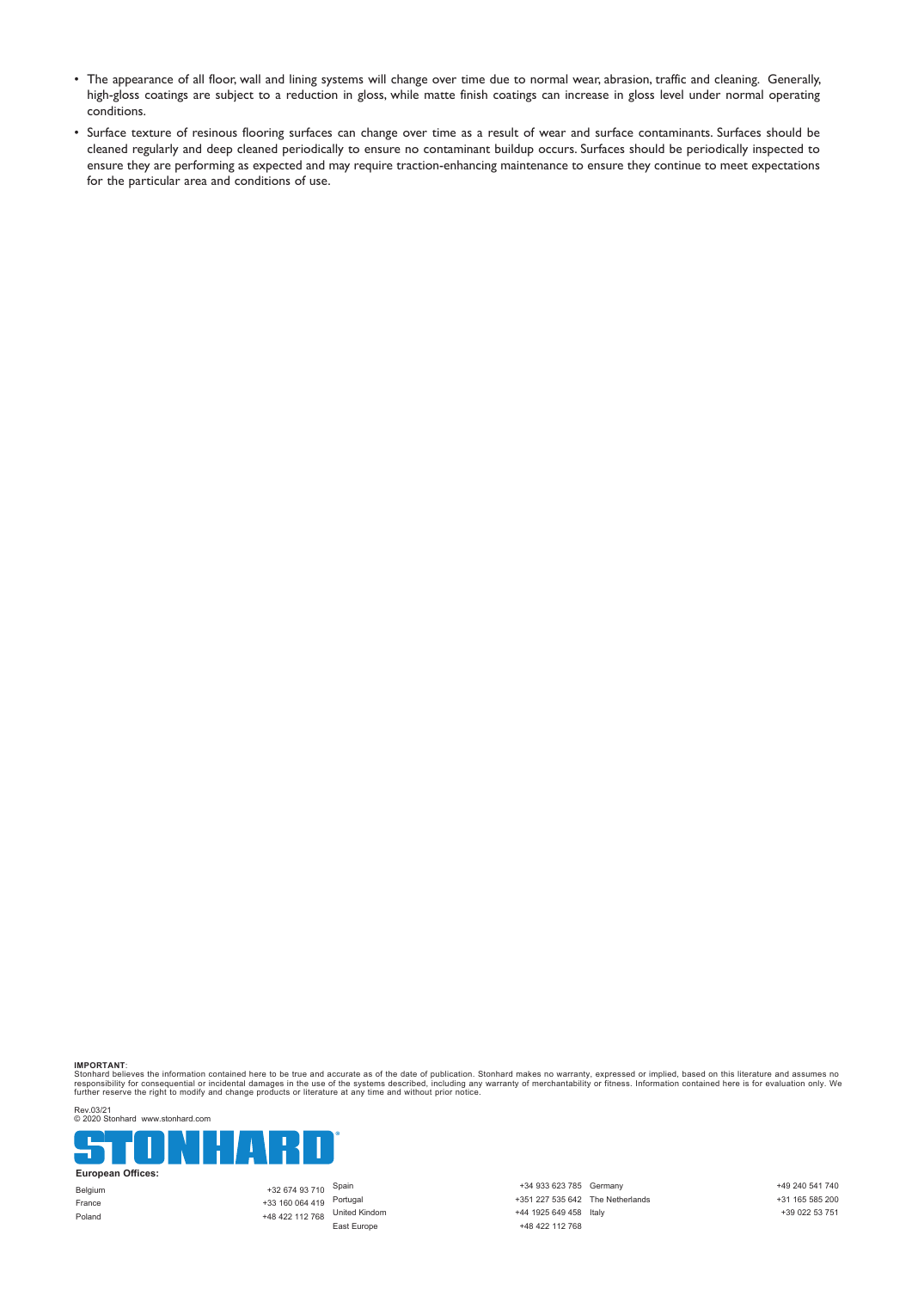- The appearance of all floor, wall and lining systems will change over time due to normal wear, abrasion, traffic and cleaning. Generally, high-gloss coatings are subject to a reduction in gloss, while matte finish coatings can increase in gloss level under normal operating conditions.
- Surface texture of resinous flooring surfaces can change over time as a result of wear and surface contaminants. Surfaces should be cleaned regularly and deep cleaned periodically to ensure no contaminant buildup occurs. Surfaces should be periodically inspected to ensure they are performing as expected and may require traction-enhancing maintenance to ensure they continue to meet expectations for the particular area and conditions of use.

**IMPORTANT**:
Stonhard believes the information contained here to be true and accurate as of the date of publication. Stonhard makes no warranty, expressed or implied, based on this literature and assumes no responsibility for consequential or incidental damages in the use of the systems described, including any warranty of merchantability or fitness. Information contained here is for evaluation only. We further reserve the right to modify and change products or literature at any time and without prior notice.

Rev.03/21
© 2020 Stonhard www.stonhard.com

STONHARD®

**European Offices:**

| | | | | | |
|---|---|---|---|---|---|
| Belgium | +32 674 93 710 | Spain | +34 933 623 785 | Germany | +49 240 541 740 |
| France | +33 160 064 419 | Portugal | +351 227 535 642 | The Netherlands | +31 165 585 200 |
| Poland | +48 422 112 768 | United Kindom | +44 1925 649 458 | Italy | +39 022 53 751 |
| | | East Europe | +48 422 112 768 | | |